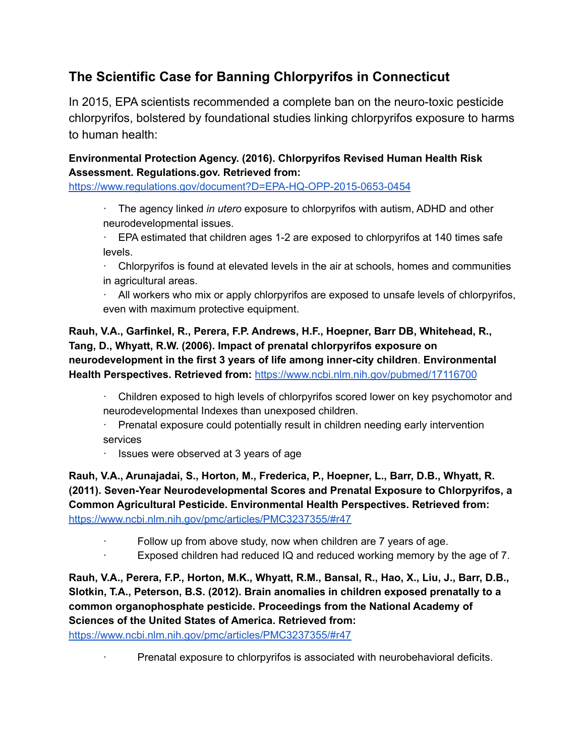## The Scientific Case for Banning Chlorpyrifos in Connecticut

In 2015, EPA scientists recommended a complete ban on the neuro-toxic pesticide chlorpyrifos, bolstered by foundational studies linking chlorpyrifos exposure to harms to human health:

**Environmental Protection Agency. (2016). Chlorpyrifos Revised Human Health Risk Assessment. Regulations.gov. Retrieved from:** https://www.regulations.gov/document?D=EPA-HQ-OPP-2015-0653-0454

- The agency linked *in utero* exposure to chlorpyrifos with autism, ADHD and other neurodevelopmental issues.
- EPA estimated that children ages 1-2 are exposed to chlorpyrifos at 140 times safe levels.
- Chlorpyrifos is found at elevated levels in the air at schools, homes and communities in agricultural areas.
- All workers who mix or apply chlorpyrifos are exposed to unsafe levels of chlorpyrifos, even with maximum protective equipment.

**Rauh, V.A., Garfinkel, R., Perera, F.P. Andrews, H.F., Hoepner, Barr DB, Whitehead, R., Tang, D., Whyatt, R.W. (2006). Impact of prenatal chlorpyrifos exposure on neurodevelopment in the first 3 years of life among inner-city children. Environmental Health Perspectives. Retrieved from:** https://www.ncbi.nlm.nih.gov/pubmed/17116700

- Children exposed to high levels of chlorpyrifos scored lower on key psychomotor and neurodevelopmental Indexes than unexposed children.
- Prenatal exposure could potentially result in children needing early intervention services
- Issues were observed at 3 years of age

**Rauh, V.A., Arunajadai, S., Horton, M., Frederica, P., Hoepner, L., Barr, D.B., Whyatt, R. (2011). Seven-Year Neurodevelopmental Scores and Prenatal Exposure to Chlorpyrifos, a Common Agricultural Pesticide. Environmental Health Perspectives. Retrieved from:** https://www.ncbi.nlm.nih.gov/pmc/articles/PMC3237355/#r47

- Follow up from above study, now when children are 7 years of age.
- Exposed children had reduced IQ and reduced working memory by the age of 7.

**Rauh, V.A., Perera, F.P., Horton, M.K., Whyatt, R.M., Bansal, R., Hao, X., Liu, J., Barr, D.B., Slotkin, T.A., Peterson, B.S. (2012). Brain anomalies in children exposed prenatally to a common organophosphate pesticide. Proceedings from the National Academy of Sciences of the United States of America. Retrieved from:** https://www.ncbi.nlm.nih.gov/pmc/articles/PMC3237355/#r47

- Prenatal exposure to chlorpyrifos is associated with neurobehavioral deficits.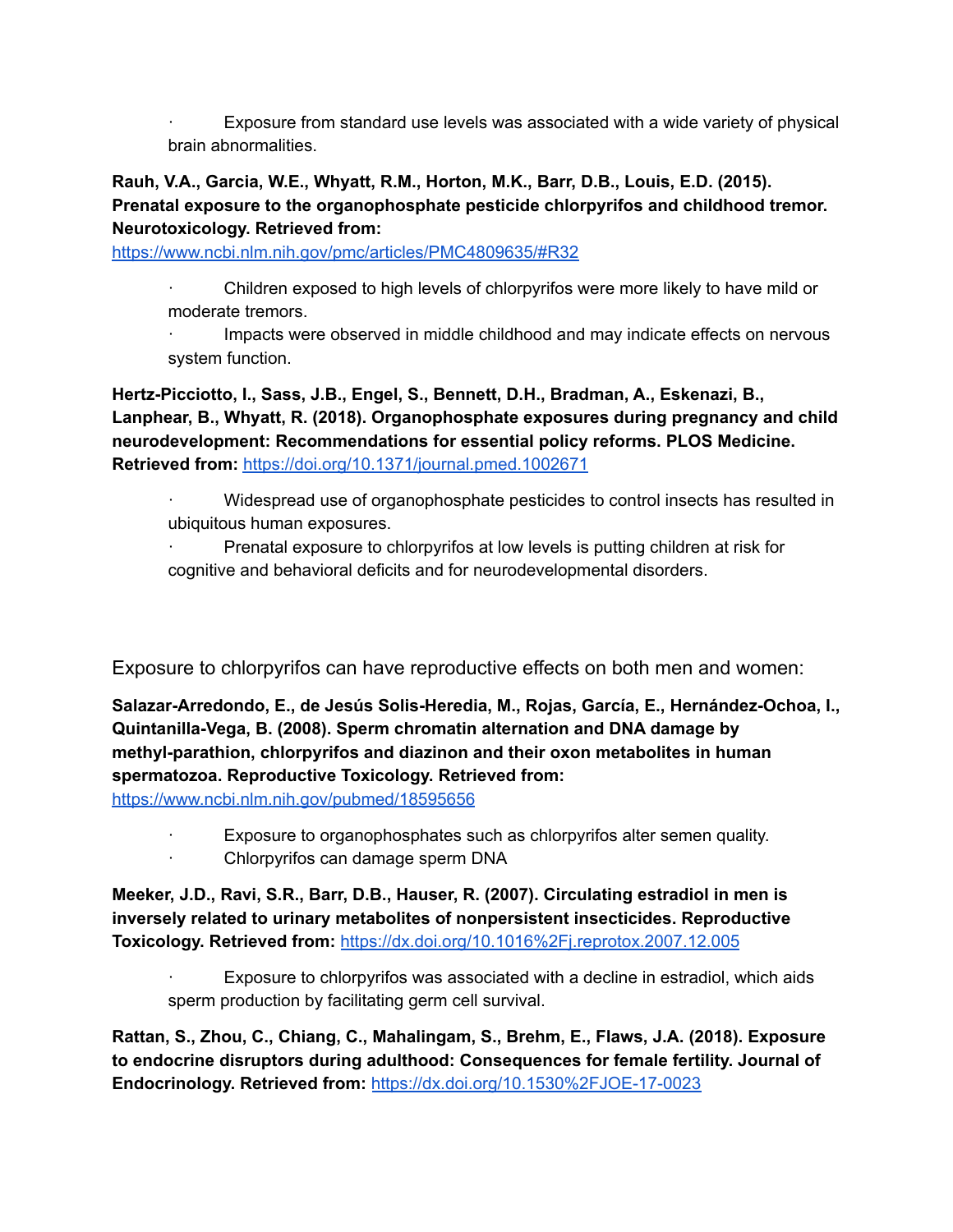- Exposure from standard use levels was associated with a wide variety of physical brain abnormalities.

**Rauh, V.A., Garcia, W.E., Whyatt, R.M., Horton, M.K., Barr, D.B., Louis, E.D. (2015). Prenatal exposure to the organophosphate pesticide chlorpyrifos and childhood tremor. Neurotoxicology. Retrieved from:** https://www.ncbi.nlm.nih.gov/pmc/articles/PMC4809635/#R32

- Children exposed to high levels of chlorpyrifos were more likely to have mild or moderate tremors.
- Impacts were observed in middle childhood and may indicate effects on nervous system function.

**Hertz-Picciotto, I., Sass, J.B., Engel, S., Bennett, D.H., Bradman, A., Eskenazi, B., Lanphear, B., Whyatt, R. (2018). Organophosphate exposures during pregnancy and child neurodevelopment: Recommendations for essential policy reforms. PLOS Medicine. Retrieved from:** https://doi.org/10.1371/journal.pmed.1002671

- Widespread use of organophosphate pesticides to control insects has resulted in ubiquitous human exposures.
- Prenatal exposure to chlorpyrifos at low levels is putting children at risk for cognitive and behavioral deficits and for neurodevelopmental disorders.

Exposure to chlorpyrifos can have reproductive effects on both men and women:

**Salazar-Arredondo, E., de Jesús Solis-Heredia, M., Rojas, García, E., Hernández-Ochoa, I., Quintanilla-Vega, B. (2008). Sperm chromatin alternation and DNA damage by methyl-parathion, chlorpyrifos and diazinon and their oxon metabolites in human spermatozoa. Reproductive Toxicology. Retrieved from:** https://www.ncbi.nlm.nih.gov/pubmed/18595656

- Exposure to organophosphates such as chlorpyrifos alter semen quality.
- Chlorpyrifos can damage sperm DNA

**Meeker, J.D., Ravi, S.R., Barr, D.B., Hauser, R. (2007). Circulating estradiol in men is inversely related to urinary metabolites of nonpersistent insecticides. Reproductive Toxicology. Retrieved from:** https://dx.doi.org/10.1016%2Fj.reprotox.2007.12.005

- Exposure to chlorpyrifos was associated with a decline in estradiol, which aids sperm production by facilitating germ cell survival.

**Rattan, S., Zhou, C., Chiang, C., Mahalingam, S., Brehm, E., Flaws, J.A. (2018). Exposure to endocrine disruptors during adulthood: Consequences for female fertility. Journal of Endocrinology. Retrieved from:** https://dx.doi.org/10.1530%2FJOE-17-0023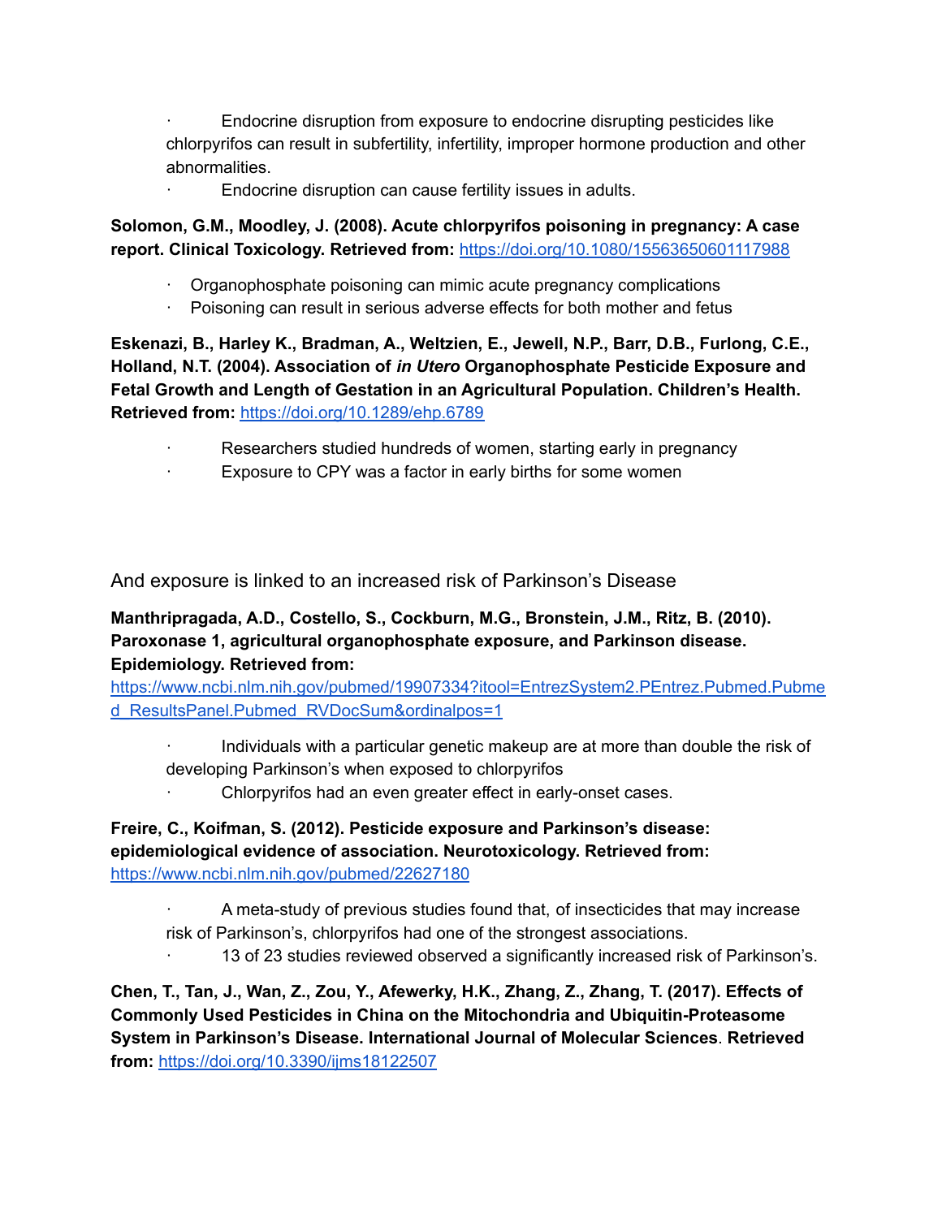- Endocrine disruption from exposure to endocrine disrupting pesticides like chlorpyrifos can result in subfertility, infertility, improper hormone production and other abnormalities.
- Endocrine disruption can cause fertility issues in adults.

**Solomon, G.M., Moodley, J. (2008). Acute chlorpyrifos poisoning in pregnancy: A case report. Clinical Toxicology. Retrieved from:** [https://doi.org/10.1080/15563650601117988](https://doi.org/10.1080/15563650601117988)

- Organophosphate poisoning can mimic acute pregnancy complications
- Poisoning can result in serious adverse effects for both mother and fetus

**Eskenazi, B., Harley K., Bradman, A., Weltzien, E., Jewell, N.P., Barr, D.B., Furlong, C.E., Holland, N.T. (2004). Association of *in Utero* Organophosphate Pesticide Exposure and Fetal Growth and Length of Gestation in an Agricultural Population. Children's Health. Retrieved from:** [https://doi.org/10.1289/ehp.6789](https://doi.org/10.1289/ehp.6789)

- Researchers studied hundreds of women, starting early in pregnancy
- Exposure to CPY was a factor in early births for some women

And exposure is linked to an increased risk of Parkinson's Disease

**Manthripragada, A.D., Costello, S., Cockburn, M.G., Bronstein, J.M., Ritz, B. (2010). Paroxonase 1, agricultural organophosphate exposure, and Parkinson disease. Epidemiology. Retrieved from:** [https://www.ncbi.nlm.nih.gov/pubmed/19907334?itool=EntrezSystem2.PEntrez.Pubmed.Pubmed_ResultsPanel.Pubmed_RVDocSum&ordinalpos=1](https://www.ncbi.nlm.nih.gov/pubmed/19907334?itool=EntrezSystem2.PEntrez.Pubmed.Pubmed_ResultsPanel.Pubmed_RVDocSum&ordinalpos=1)

- Individuals with a particular genetic makeup are at more than double the risk of developing Parkinson's when exposed to chlorpyrifos
- Chlorpyrifos had an even greater effect in early-onset cases.

**Freire, C., Koifman, S. (2012). Pesticide exposure and Parkinson's disease: epidemiological evidence of association. Neurotoxicology. Retrieved from:** [https://www.ncbi.nlm.nih.gov/pubmed/22627180](https://www.ncbi.nlm.nih.gov/pubmed/22627180)

- A meta-study of previous studies found that, of insecticides that may increase risk of Parkinson's, chlorpyrifos had one of the strongest associations.
- 13 of 23 studies reviewed observed a significantly increased risk of Parkinson's.

**Chen, T., Tan, J., Wan, Z., Zou, Y., Afewerky, H.K., Zhang, Z., Zhang, T. (2017). Effects of Commonly Used Pesticides in China on the Mitochondria and Ubiquitin-Proteasome System in Parkinson's Disease. International Journal of Molecular Sciences. Retrieved from:** [https://doi.org/10.3390/ijms18122507](https://doi.org/10.3390/ijms18122507)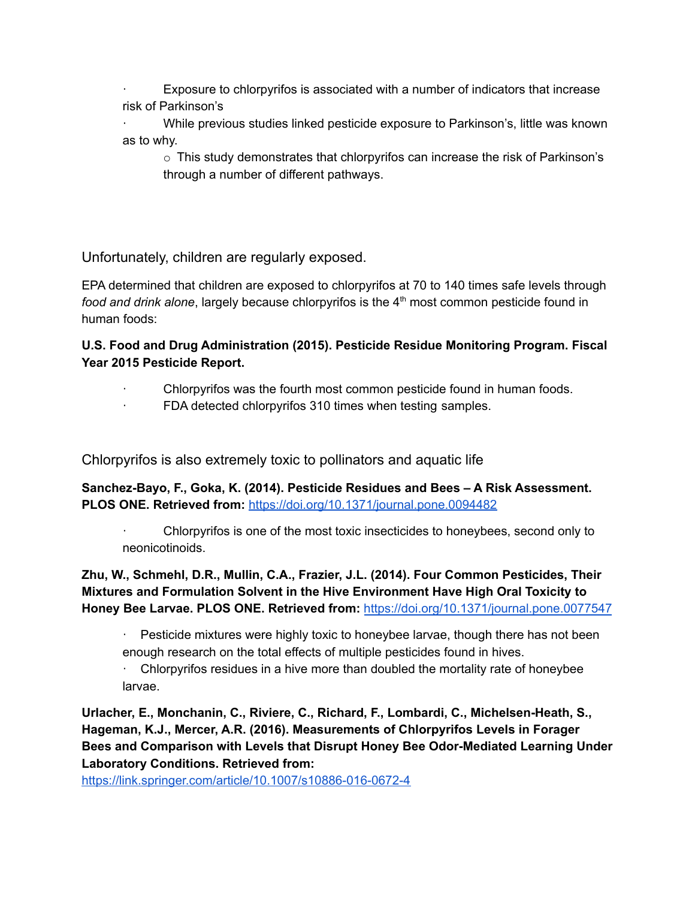- Exposure to chlorpyrifos is associated with a number of indicators that increase risk of Parkinson's
- While previous studies linked pesticide exposure to Parkinson's, little was known as to why.
    - This study demonstrates that chlorpyrifos can increase the risk of Parkinson's through a number of different pathways.

## Unfortunately, children are regularly exposed.

EPA determined that children are exposed to chlorpyrifos at 70 to 140 times safe levels through *food and drink alone*, largely because chlorpyrifos is the 4th most common pesticide found in human foods:

**U.S. Food and Drug Administration (2015). Pesticide Residue Monitoring Program. Fiscal Year 2015 Pesticide Report.**

- Chlorpyrifos was the fourth most common pesticide found in human foods.
- FDA detected chlorpyrifos 310 times when testing samples.

## Chlorpyrifos is also extremely toxic to pollinators and aquatic life

**Sanchez-Bayo, F., Goka, K. (2014). Pesticide Residues and Bees – A Risk Assessment. PLOS ONE. Retrieved from:** https://doi.org/10.1371/journal.pone.0094482

- Chlorpyrifos is one of the most toxic insecticides to honeybees, second only to neonicotinoids.

**Zhu, W., Schmehl, D.R., Mullin, C.A., Frazier, J.L. (2014). Four Common Pesticides, Their Mixtures and Formulation Solvent in the Hive Environment Have High Oral Toxicity to Honey Bee Larvae. PLOS ONE. Retrieved from:** https://doi.org/10.1371/journal.pone.0077547

- Pesticide mixtures were highly toxic to honeybee larvae, though there has not been enough research on the total effects of multiple pesticides found in hives.
- Chlorpyrifos residues in a hive more than doubled the mortality rate of honeybee larvae.

**Urlacher, E., Monchanin, C., Riviere, C., Richard, F., Lombardi, C., Michelsen-Heath, S., Hageman, K.J., Mercer, A.R. (2016). Measurements of Chlorpyrifos Levels in Forager Bees and Comparison with Levels that Disrupt Honey Bee Odor-Mediated Learning Under Laboratory Conditions. Retrieved from:**
https://link.springer.com/article/10.1007/s10886-016-0672-4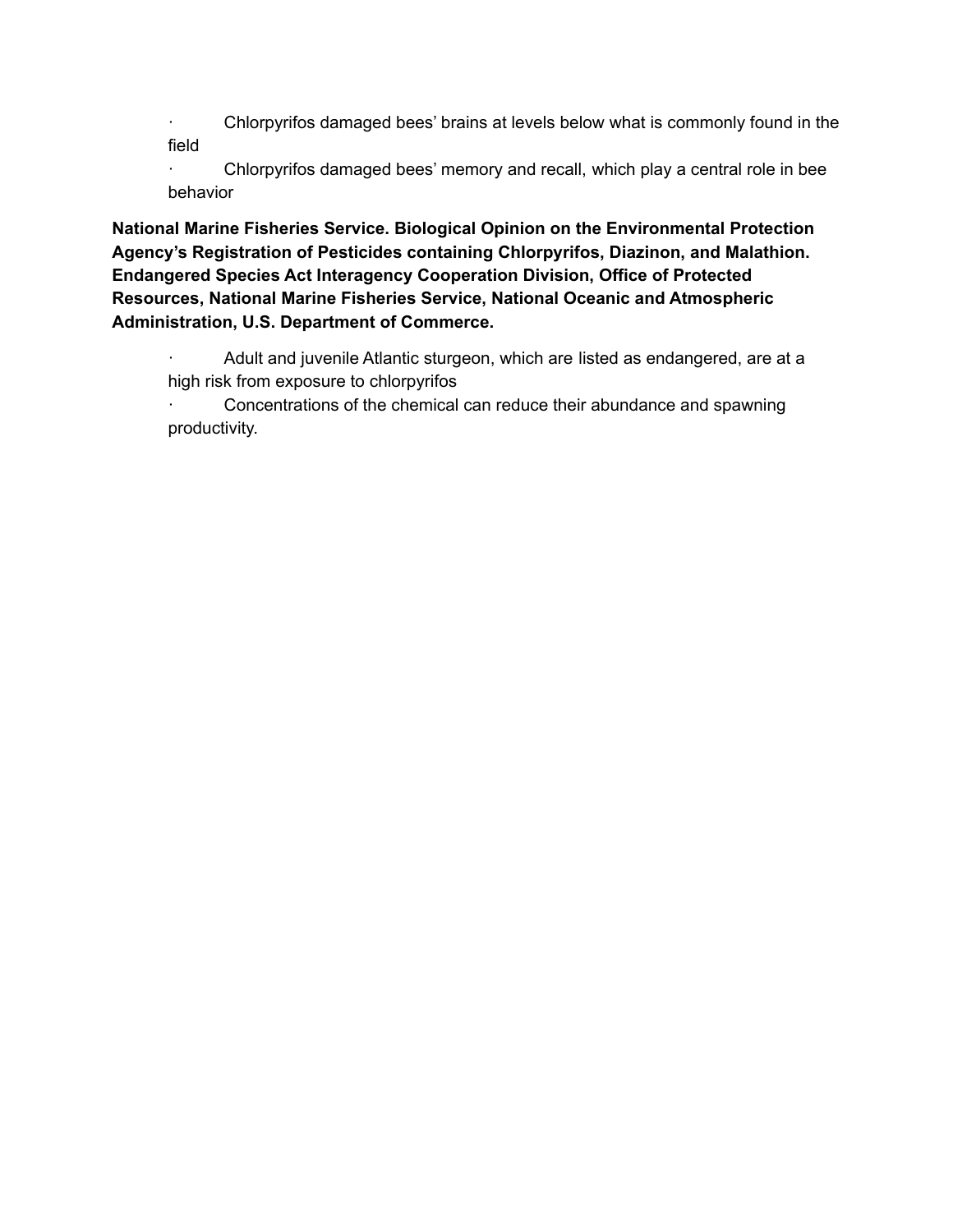- Chlorpyrifos damaged bees' brains at levels below what is commonly found in the field
- Chlorpyrifos damaged bees' memory and recall, which play a central role in bee behavior

**National Marine Fisheries Service. Biological Opinion on the Environmental Protection Agency's Registration of Pesticides containing Chlorpyrifos, Diazinon, and Malathion. Endangered Species Act Interagency Cooperation Division, Office of Protected Resources, National Marine Fisheries Service, National Oceanic and Atmospheric Administration, U.S. Department of Commerce.**

- Adult and juvenile Atlantic sturgeon, which are listed as endangered, are at a high risk from exposure to chlorpyrifos
- Concentrations of the chemical can reduce their abundance and spawning productivity.